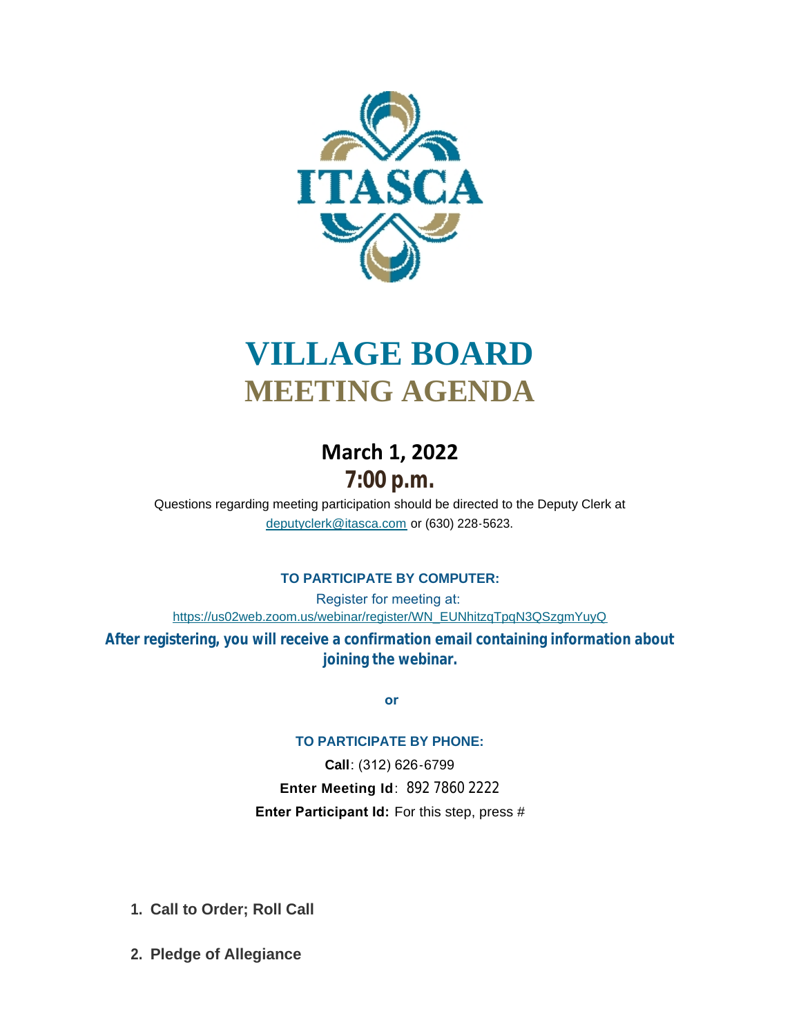ITASCA

# VILLAGE BOARD
# MEETING AGENDA

## March 1, 2022
## 7:00 p.m.

Questions regarding meeting participation should be directed to the Deputy Clerk at deputyclerk@itasca.com or (630) 228-5623.

**TO PARTICIPATE BY COMPUTER:**

Register for meeting at:
https://us02web.zoom.us/webinar/register/WN_EUNhitzqTpqN3QSzgmYuyQ

**After registering, you will receive a confirmation email containing information about joining the webinar.**

**or**

**TO PARTICIPATE BY PHONE:**

**Call**: (312) 626-6799

**Enter Meeting Id**: 892 7860 2222

**Enter Participant Id:** For this step, press #

1. **Call to Order; Roll Call**
2. **Pledge of Allegiance**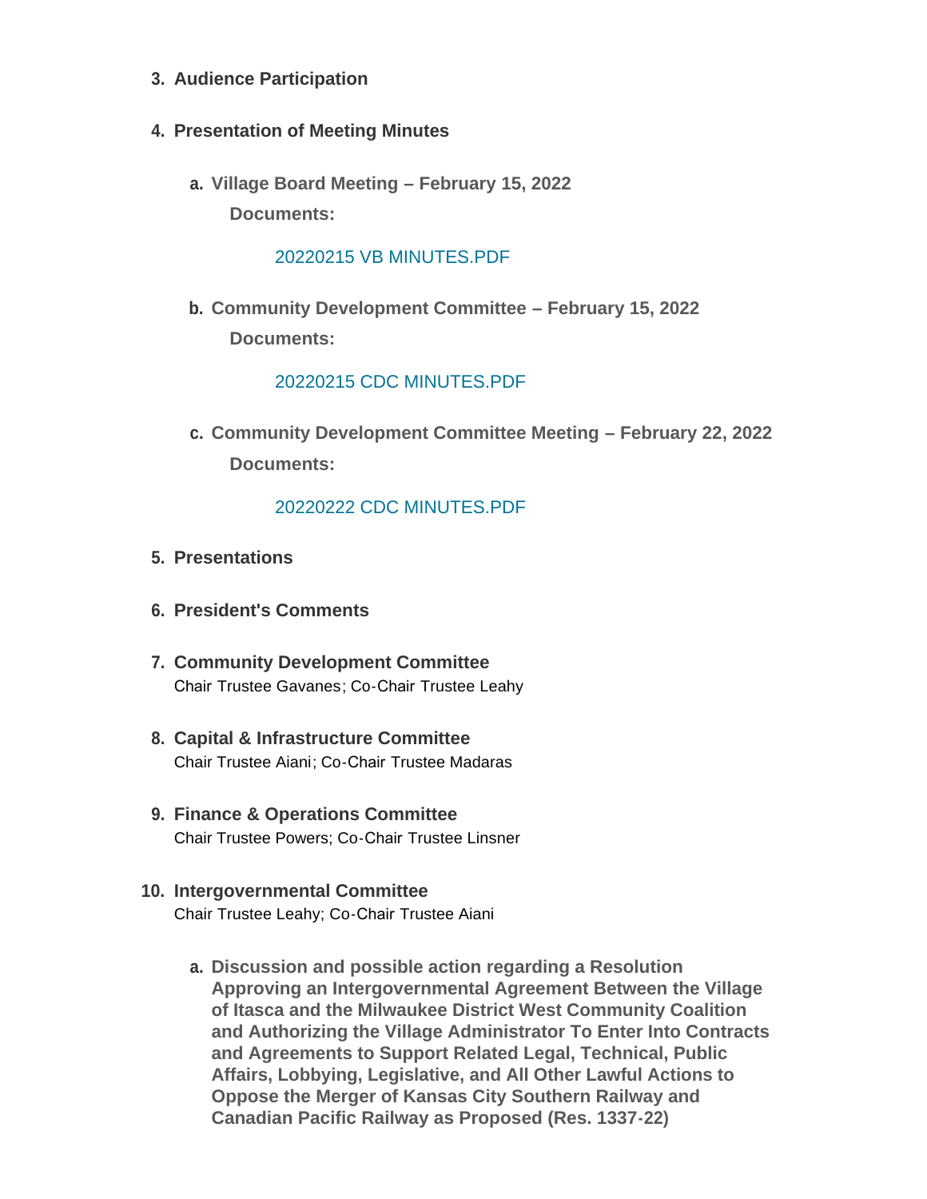3. **Audience Participation**

4. **Presentation of Meeting Minutes**

   a. **Village Board Meeting – February 15, 2022**

      **Documents:**

      20220215 VB MINUTES.PDF

   b. **Community Development Committee – February 15, 2022**

      **Documents:**

      20220215 CDC MINUTES.PDF

   c. **Community Development Committee Meeting – February 22, 2022**

      **Documents:**

      20220222 CDC MINUTES.PDF

5. **Presentations**

6. **President's Comments**

7. **Community Development Committee**
   Chair Trustee Gavanes; Co-Chair Trustee Leahy

8. **Capital & Infrastructure Committee**
   Chair Trustee Aiani; Co-Chair Trustee Madaras

9. **Finance & Operations Committee**
   Chair Trustee Powers; Co-Chair Trustee Linsner

10. **Intergovernmental Committee**
    Chair Trustee Leahy; Co-Chair Trustee Aiani

    a. **Discussion and possible action regarding a Resolution Approving an Intergovernmental Agreement Between the Village of Itasca and the Milwaukee District West Community Coalition and Authorizing the Village Administrator To Enter Into Contracts and Agreements to Support Related Legal, Technical, Public Affairs, Lobbying, Legislative, and All Other Lawful Actions to Oppose the Merger of Kansas City Southern Railway and Canadian Pacific Railway as Proposed (Res. 1337-22)**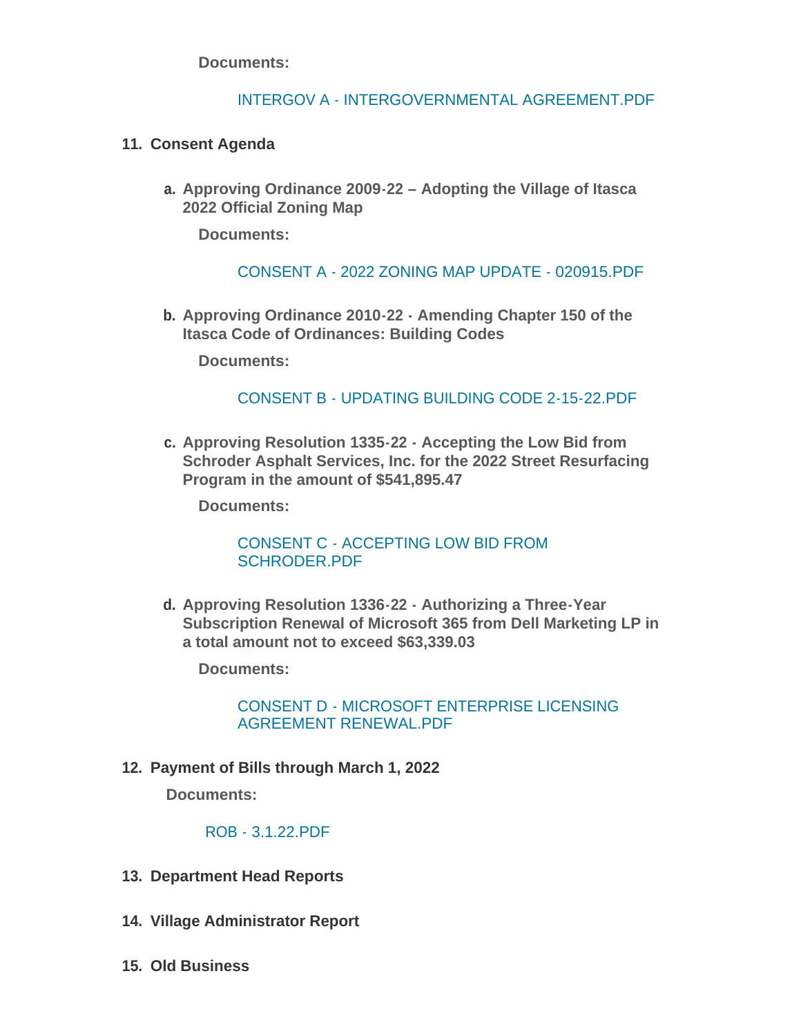**Documents:**

INTERGOV A - INTERGOVERNMENTAL AGREEMENT.PDF

11. **Consent Agenda**

    a. **Approving Ordinance 2009-22 – Adopting the Village of Itasca 2022 Official Zoning Map**

    **Documents:**

    CONSENT A - 2022 ZONING MAP UPDATE - 020915.PDF

    b. **Approving Ordinance 2010-22 - Amending Chapter 150 of the Itasca Code of Ordinances: Building Codes**

    **Documents:**

    CONSENT B - UPDATING BUILDING CODE 2-15-22.PDF

    c. **Approving Resolution 1335-22 - Accepting the Low Bid from Schroder Asphalt Services, Inc. for the 2022 Street Resurfacing Program in the amount of $541,895.47**

    **Documents:**

    CONSENT C - ACCEPTING LOW BID FROM SCHRODER.PDF

    d. **Approving Resolution 1336-22 - Authorizing a Three-Year Subscription Renewal of Microsoft 365 from Dell Marketing LP in a total amount not to exceed $63,339.03**

    **Documents:**

    CONSENT D - MICROSOFT ENTERPRISE LICENSING AGREEMENT RENEWAL.PDF

12. **Payment of Bills through March 1, 2022**

    **Documents:**

    ROB - 3.1.22.PDF

13. **Department Head Reports**

14. **Village Administrator Report**

15. **Old Business**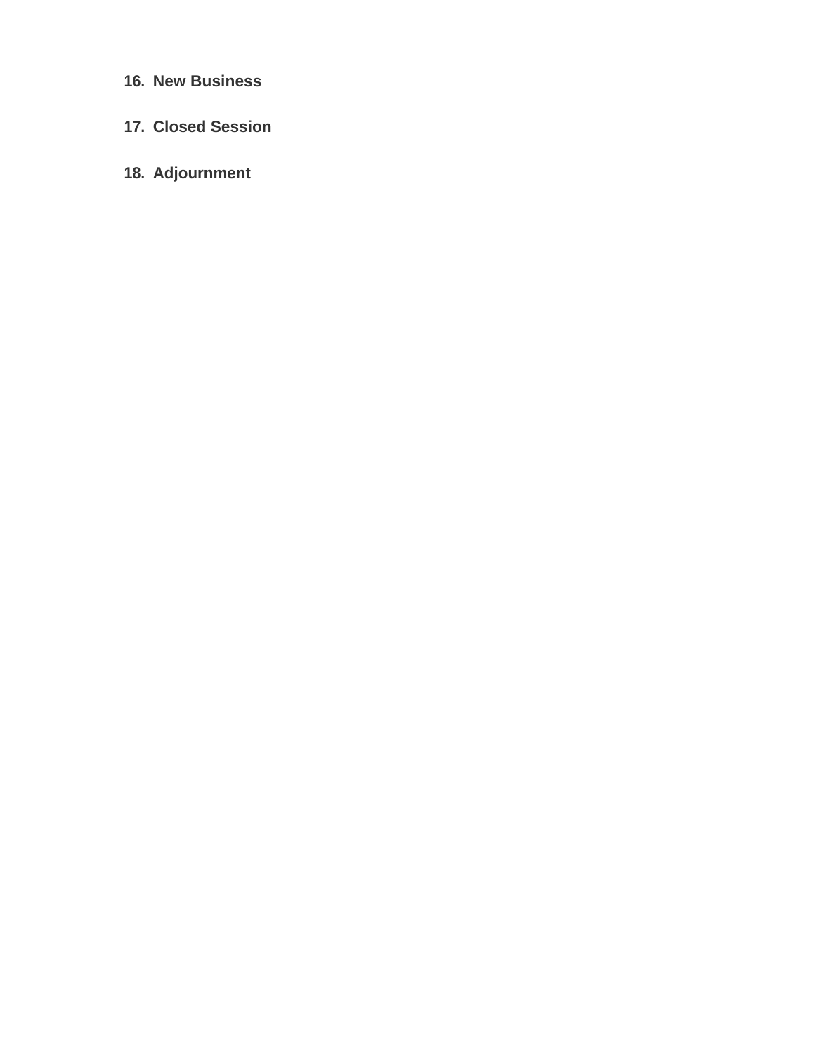16. **New Business**

17. **Closed Session**

18. **Adjournment**